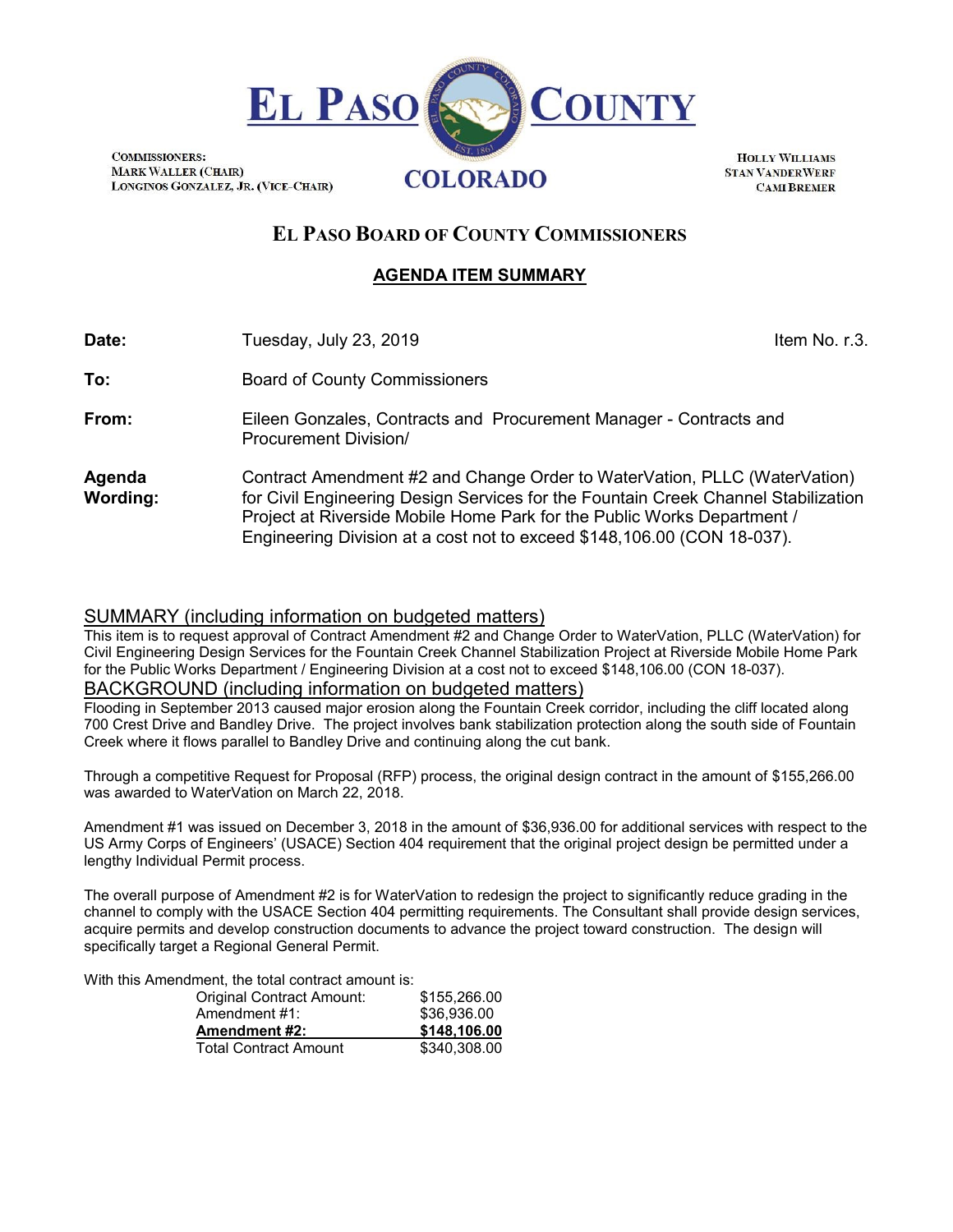# EL PASO COUNTY

# COLORADO

COMMISSIONERS:
MARK WALLER (CHAIR)
LONGINOS GONZALEZ, JR. (VICE-CHAIR)

HOLLY WILLIAMS
STAN VANDERWERF
CAMI BREMER

## EL PASO BOARD OF COUNTY COMMISSIONERS

### AGENDA ITEM SUMMARY

| | | |
|---|---|---|
| **Date:** | Tuesday, July 23, 2019 | Item No. r.3. |
| **To:** | Board of County Commissioners | |
| **From:** | Eileen Gonzales, Contracts and Procurement Manager - Contracts and Procurement Division/ | |
| **Agenda Wording:** | Contract Amendment #2 and Change Order to WaterVation, PLLC (WaterVation) for Civil Engineering Design Services for the Fountain Creek Channel Stabilization Project at Riverside Mobile Home Park for the Public Works Department / Engineering Division at a cost not to exceed $148,106.00 (CON 18-037). | |

## SUMMARY (including information on budgeted matters)

This item is to request approval of Contract Amendment #2 and Change Order to WaterVation, PLLC (WaterVation) for Civil Engineering Design Services for the Fountain Creek Channel Stabilization Project at Riverside Mobile Home Park for the Public Works Department / Engineering Division at a cost not to exceed $148,106.00 (CON 18-037).

## BACKGROUND (including information on budgeted matters)

Flooding in September 2013 caused major erosion along the Fountain Creek corridor, including the cliff located along 700 Crest Drive and Bandley Drive. The project involves bank stabilization protection along the south side of Fountain Creek where it flows parallel to Bandley Drive and continuing along the cut bank.

Through a competitive Request for Proposal (RFP) process, the original design contract in the amount of $155,266.00 was awarded to WaterVation on March 22, 2018.

Amendment #1 was issued on December 3, 2018 in the amount of $36,936.00 for additional services with respect to the US Army Corps of Engineers' (USACE) Section 404 requirement that the original project design be permitted under a lengthy Individual Permit process.

The overall purpose of Amendment #2 is for WaterVation to redesign the project to significantly reduce grading in the channel to comply with the USACE Section 404 permitting requirements. The Consultant shall provide design services, acquire permits and develop construction documents to advance the project toward construction. The design will specifically target a Regional General Permit.

With this Amendment, the total contract amount is:

| | |
|---|---|
| Original Contract Amount: | $155,266.00 |
| Amendment #1: | $36,936.00 |
| **Amendment #2:** | **$148,106.00** |
| Total Contract Amount | $340,308.00 |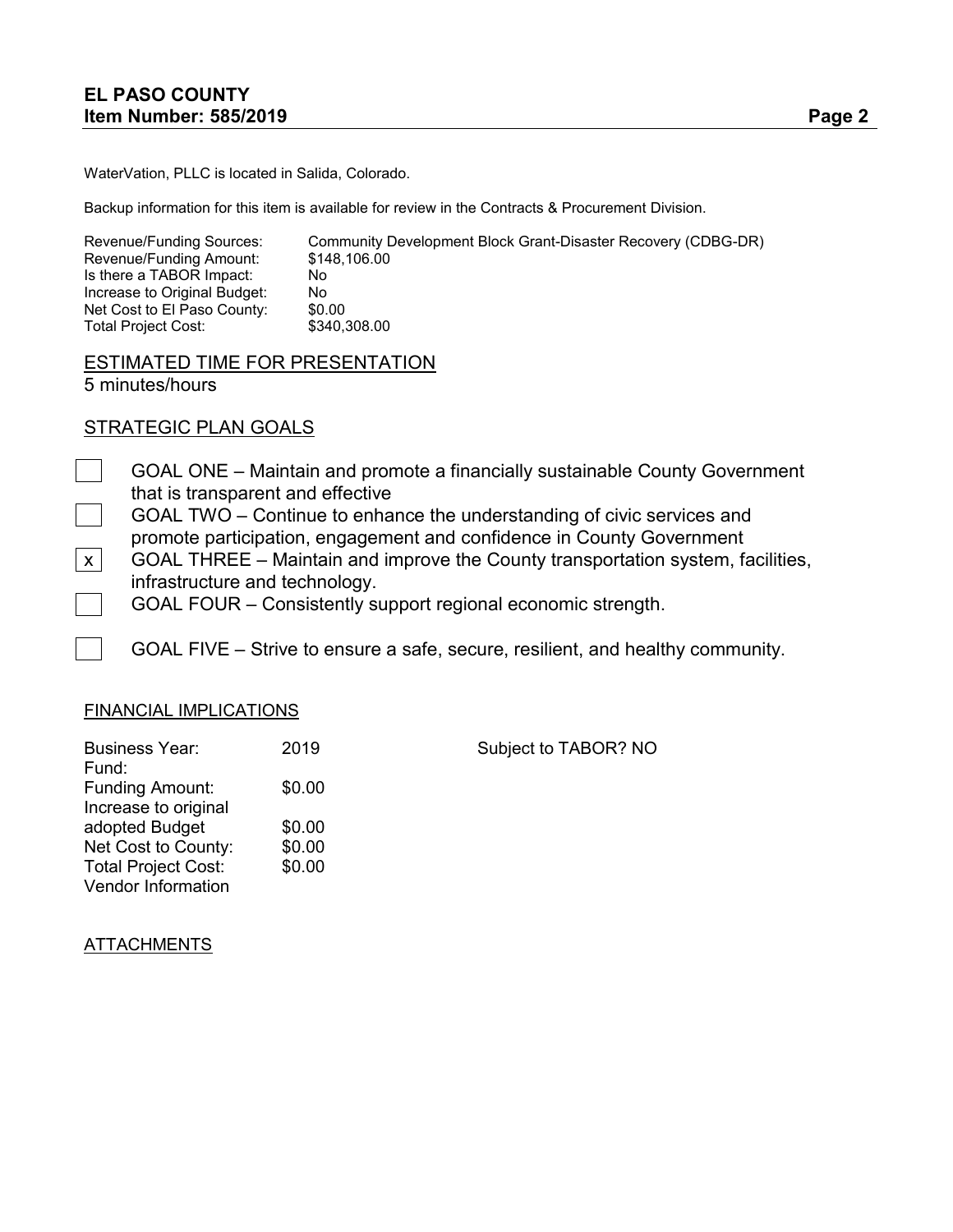WaterVation, PLLC is located in Salida, Colorado.

Backup information for this item is available for review in the Contracts & Procurement Division.

| | |
|---|---|
| Revenue/Funding Sources: | Community Development Block Grant-Disaster Recovery (CDBG-DR) |
| Revenue/Funding Amount: | $148,106.00 |
| Is there a TABOR Impact: | No |
| Increase to Original Budget: | No |
| Net Cost to El Paso County: | $0.00 |
| Total Project Cost: | $340,308.00 |

## ESTIMATED TIME FOR PRESENTATION

5 minutes/hours

## STRATEGIC PLAN GOALS

- [ ] GOAL ONE – Maintain and promote a financially sustainable County Government that is transparent and effective
- [ ] GOAL TWO – Continue to enhance the understanding of civic services and promote participation, engagement and confidence in County Government
- [x] GOAL THREE – Maintain and improve the County transportation system, facilities, infrastructure and technology.
- [ ] GOAL FOUR – Consistently support regional economic strength.
- [ ] GOAL FIVE – Strive to ensure a safe, secure, resilient, and healthy community.

### FINANCIAL IMPLICATIONS

| | | |
|---|---|---|
| Business Year: | 2019 | Subject to TABOR? NO |
| Fund: | | |
| Funding Amount: | $0.00 | |
| Increase to original adopted Budget | $0.00 | |
| Net Cost to County: | $0.00 | |
| Total Project Cost: | $0.00 | |
| Vendor Information | | |

### ATTACHMENTS